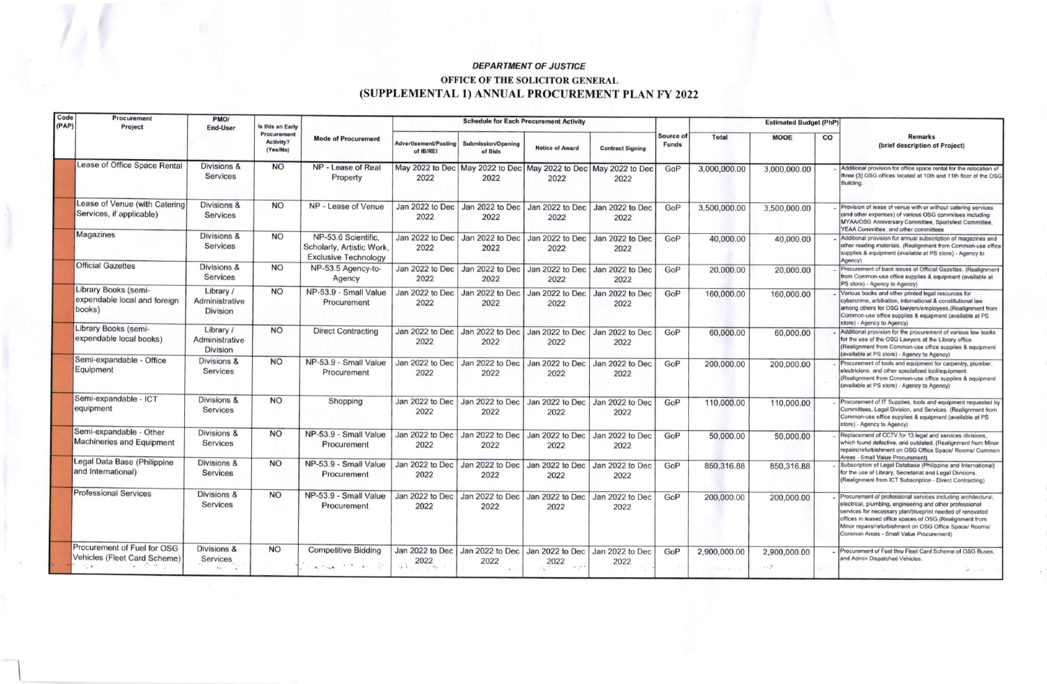### *DEPARTMENT OF JUSTICE*

### OFFICE OF THE SOLICITOR GENERAL

## (SUPPLEMENTAL 1) ANNUAL PROCUREMENT PLAN FY 2022

| Code (PAP) | Procurement Project | PMO/ End-User | Is this an Early Procurement Activity? (Yes/No) | Mode of Procurement | Schedule for Each Procurement Activity | | | | Source of Funds | Estimated Budget (PhP) | | | Remarks (brief description of Project) |
|---|---|---|---|---|---|---|---|---|---|---|---|---|---|
| | | | | | Advertisement/Posting of IB/REI | Submission/Opening of Bids | Notice of Award | Contract Signing | | Total | MOOE | CO | |
| | Lease of Office Space Rental | Divisions & Services | NO | NP - Lease of Real Property | May 2022 to Dec 2022 | May 2022 to Dec 2022 | May 2022 to Dec 2022 | May 2022 to Dec 2022 | GoP | 3,000,000.00 | 3,000,000.00 | - | Additional provision for office space rental for the relocation of three (3) OSG offices located at 10th and 11th floor of the OSG Building. |
| | Lease of Venue (with Catering Services, if applicable) | Divisions & Services | NO | NP - Lease of Venue | Jan 2022 to Dec 2022 | Jan 2022 to Dec 2022 | Jan 2022 to Dec 2022 | Jan 2022 to Dec 2022 | GoP | 3,500,000.00 | 3,500,000.00 | - | Provision of lease of venue with or without catering services (and other expenses) of various OSG commitees including MYAA/OSG Anniversary Committee, Sportsfest Committee, YEAA Committee, and other committees |
| | Magazines | Divisions & Services | NO | NP-53.6 Scientific, Scholarly, Artistic Work, Exclusive Technology | Jan 2022 to Dec 2022 | Jan 2022 to Dec 2022 | Jan 2022 to Dec 2022 | Jan 2022 to Dec 2022 | GoP | 40,000.00 | 40,000.00 | - | Additional provision for annual subscription of magazines and other reading materials. (Realignment from Common-use office supplies & equipment (available at PS store) - Agency to Agency) |
| | Official Gazettes | Divisions & Services | NO | NP-53.5 Agency-to-Agency | Jan 2022 to Dec 2022 | Jan 2022 to Dec 2022 | Jan 2022 to Dec 2022 | Jan 2022 to Dec 2022 | GoP | 20,000.00 | 20,000.00 | - | Procurement of back issues of Official Gazettes. (Realignment from Common-use office supplies & equipment (available at PS store) - Agency to Agency) |
| | Library Books (semi-expendable local and foreign books) | Library / Administrative Division | NO | NP-53.9 - Small Value Procurement | Jan 2022 to Dec 2022 | Jan 2022 to Dec 2022 | Jan 2022 to Dec 2022 | Jan 2022 to Dec 2022 | GoP | 160,000.00 | 160,000.00 | - | Various books and other printed legal resources for cybercrime, arbitration, international & constitutional law among others for OSG lawyers/employees.(Realignment from Common-use office supplies & equipment (available at PS store) - Agency to Agency) |
| | Library Books (semi-expendable local books) | Library / Administrative Division | NO | Direct Contracting | Jan 2022 to Dec 2022 | Jan 2022 to Dec 2022 | Jan 2022 to Dec 2022 | Jan 2022 to Dec 2022 | GoP | 60,000.00 | 60,000.00 | - | Additional provision for the procurement of various law books for the use of the OSG Lawyers at the Library office. (Realignment from Common-use office supplies & equipment (available at PS store) - Agency to Agency) |
| | Semi-expandable - Office Equipment | Divisions & Services | NO | NP-53.9 - Small Value Procurement | Jan 2022 to Dec 2022 | Jan 2022 to Dec 2022 | Jan 2022 to Dec 2022 | Jan 2022 to Dec 2022 | GoP | 200,000.00 | 200,000.00 | - | Procurement of tools and equipment for carpentry, plumber, electricians, and other specialized tool/equipment. (Realignment from Common-use office supplies & equipment (available at PS store) - Agency to Agency) |
| | Semi-expandable - ICT equipment | Divisions & Services | NO | Shopping | Jan 2022 to Dec 2022 | Jan 2022 to Dec 2022 | Jan 2022 to Dec 2022 | Jan 2022 to Dec 2022 | GoP | 110,000.00 | 110,000.00 | - | Procurement of IT Supplies, tools and equipment requested by Committees, Legal Division, and Services. (Realignment from Common-use office supplies & equipment (available at PS store) - Agency to Agency) |
| | Semi-expandable - Other Machineries and Equipment | Divisions & Services | NO | NP-53.9 - Small Value Procurement | Jan 2022 to Dec 2022 | Jan 2022 to Dec 2022 | Jan 2022 to Dec 2022 | Jan 2022 to Dec 2022 | GoP | 50,000.00 | 50,000.00 | - | Replacement of CCTV for 13 legal and services divisions, which found defective, and outdated. (Realignment from Minor repairs/refurbishment on OSG Office Space/ Rooms/ Common Areas - Small Value Procurement) |
| | Legal Data Base (Philippine and International) | Divisions & Services | NO | NP-53.9 - Small Value Procurement | Jan 2022 to Dec 2022 | Jan 2022 to Dec 2022 | Jan 2022 to Dec 2022 | Jan 2022 to Dec 2022 | GoP | 850,316.88 | 850,316.88 | - | Subscription of Legal Database (Philippine and International) for the use of Library, Secretariat and Legal Divisions. (Realignment from ICT Subscription - Direct Contracting) |
| | Professional Services | Divisions & Services | NO | NP-53.9 - Small Value Procurement | Jan 2022 to Dec 2022 | Jan 2022 to Dec 2022 | Jan 2022 to Dec 2022 | Jan 2022 to Dec 2022 | GoP | 200,000.00 | 200,000.00 | - | Procurement of professional services including architectural, electrical, plumbing, engineering and other professional services for necessary plan/blueprint needed of renovated offices in leased office spaces of OSG.(Realignment from Minor repairs/refurbishment on OSG Office Space/ Rooms/ Common Areas - Small Value Procurement) |
| | Procurement of Fuel for OSG Vehicles (Fleet Card Scheme) | Divisions & Services | NO | Competitive Bidding | Jan 2022 to Dec 2022 | Jan 2022 to Dec 2022 | Jan 2022 to Dec 2022 | Jan 2022 to Dec 2022 | GoP | 2,900,000.00 | 2,900,000.00 | - | Procurement of Fuel thru Fleet Card Scheme of OSG Buses, and Admin Dispatched Vehicles. |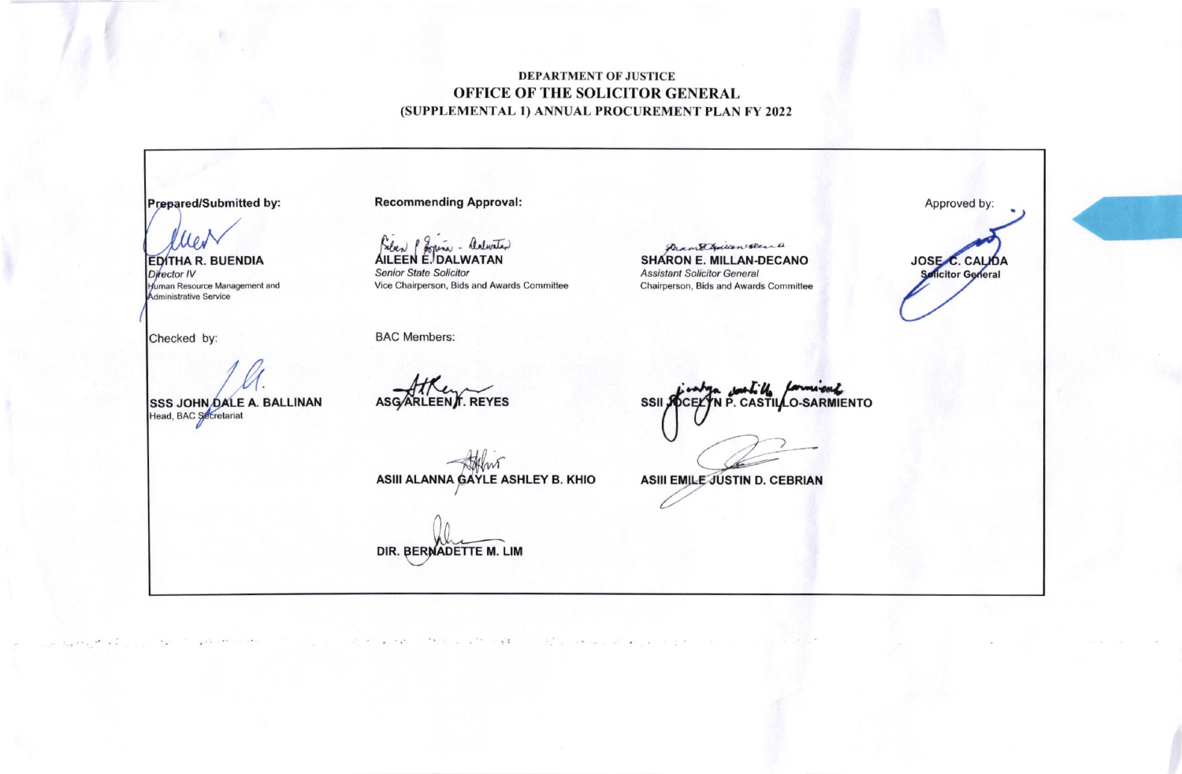DEPARTMENT OF JUSTICE

# OFFICE OF THE SOLICITOR GENERAL

## (SUPPLEMENTAL 1) ANNUAL PROCUREMENT PLAN FY 2022

**Prepared/Submitted by:**

**EDITHA R. BUENDIA**
*Director IV*
Human Resource Management and Administrative Service

**Recommending Approval:**

**AILEEN E. DALWATAN**
*Senior State Solicitor*
Vice Chairperson, Bids and Awards Committee

**SHARON E. MILLAN-DECANO**
*Assistant Solicitor General*
Chairperson, Bids and Awards Committee

Approved by:

**JOSE C. CALIDA**
**Solicitor General**

Checked by:

**SSS JOHN DALE A. BALLINAN**
Head, BAC Secretariat

BAC Members:

**ASG ARLEEN T. REYES**

**SSII JOCELYN P. CASTILLO-SARMIENTO**

**ASIII ALANNA GAYLE ASHLEY B. KHIO**

**ASIII EMILE JUSTIN D. CEBRIAN**

**DIR. BERNADETTE M. LIM**